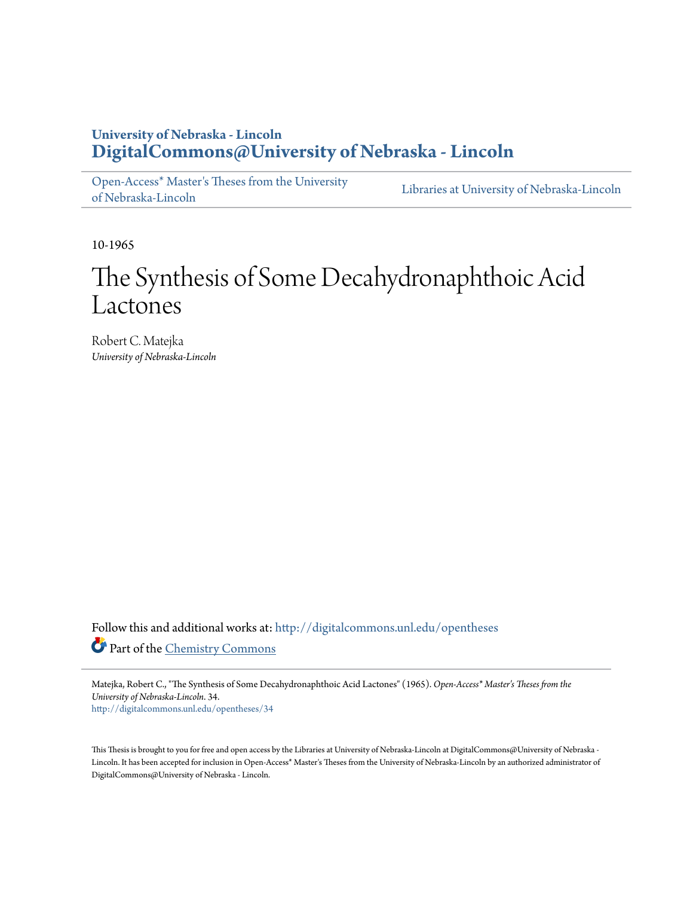University of Nebraska - Lincoln
**DigitalCommons@University of Nebraska - Lincoln**

Open-Access* Master's Theses from the University of Nebraska-Lincoln | Libraries at University of Nebraska-Lincoln

10-1965

# The Synthesis of Some Decahydronaphthoic Acid Lactones

Robert C. Matejka
*University of Nebraska-Lincoln*

Follow this and additional works at: http://digitalcommons.unl.edu/opentheses

Part of the Chemistry Commons

Matejka, Robert C., "The Synthesis of Some Decahydronaphthoic Acid Lactones" (1965). *Open-Access* Master's Theses from the University of Nebraska-Lincoln*. 34.
http://digitalcommons.unl.edu/opentheses/34

This Thesis is brought to you for free and open access by the Libraries at University of Nebraska-Lincoln at DigitalCommons@University of Nebraska - Lincoln. It has been accepted for inclusion in Open-Access* Master's Theses from the University of Nebraska-Lincoln by an authorized administrator of DigitalCommons@University of Nebraska - Lincoln.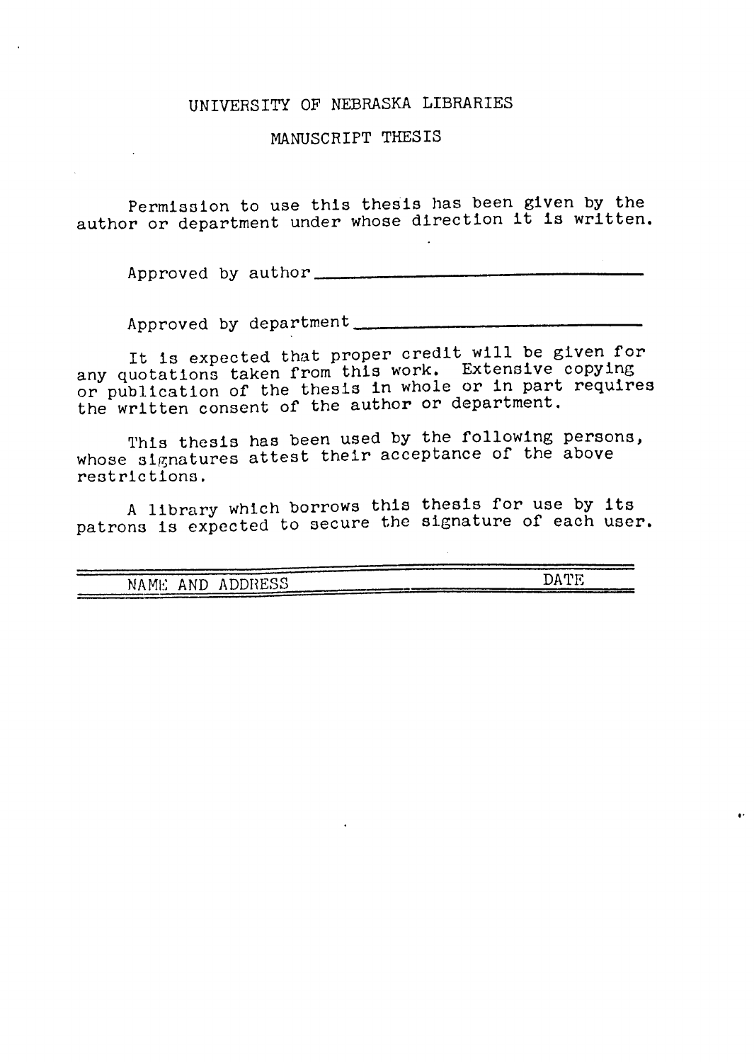# UNIVERSITY OF NEBRASKA LIBRARIES

## MANUSCRIPT THESIS

Permission to use this thesis has been given by the author or department under whose direction it is written.

Approved by author ______________________________

Approved by department ______________________________

It is expected that proper credit will be given for any quotations taken from this work. Extensive copying or publication of the thesis in whole or in part requires the written consent of the author or department.

This thesis has been used by the following persons, whose signatures attest their acceptance of the above restrictions.

A library which borrows this thesis for use by its patrons is expected to secure the signature of each user.

| NAME AND ADDRESS | DATE |
| --- | --- |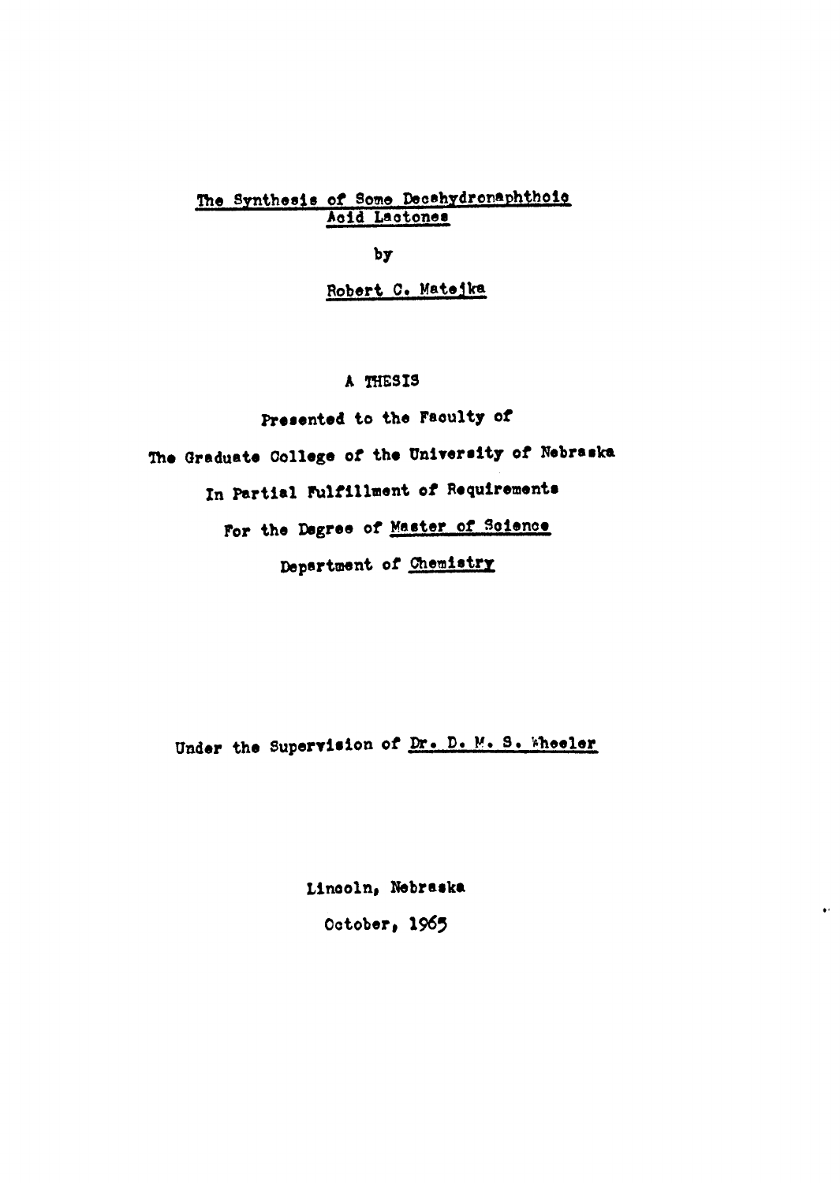# The Synthesis of Some Decahydronaphthoic Acid Lactones

by

Robert C. Matejka

A THESIS

Presented to the Faculty of

The Graduate College of the University of Nebraska

In Partial Fulfillment of Requirements

For the Degree of Master of Science

Department of Chemistry

Under the Supervision of Dr. D. M. S. Wheeler

Lincoln, Nebraska

October, 1965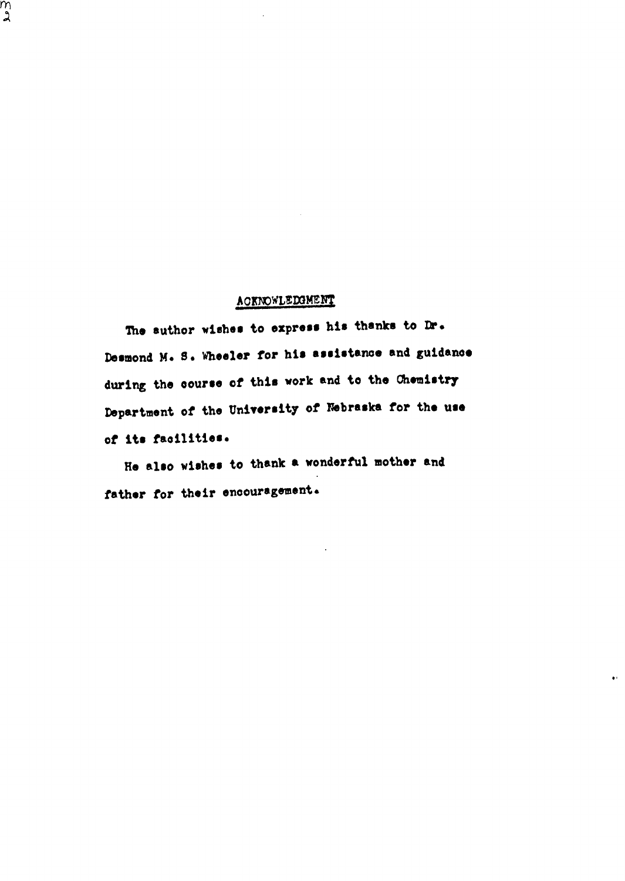## ACKNOWLEDGMENT

The author wishes to express his thanks to Dr. Desmond M. S. Wheeler for his assistance and guidance during the course of this work and to the Chemistry Department of the University of Nebraska for the use of its facilities.

He also wishes to thank a wonderful mother and father for their encouragement.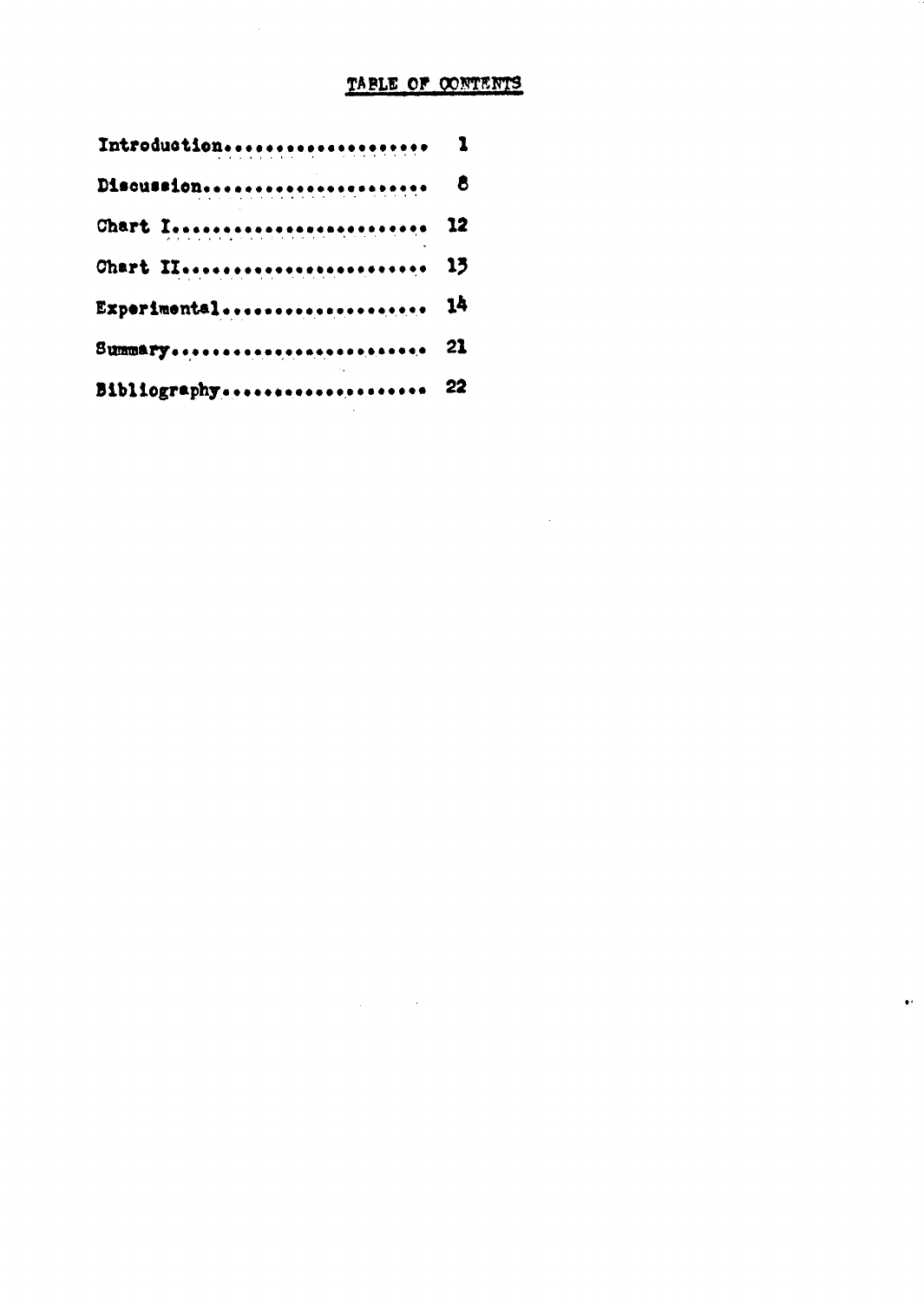# TABLE OF CONTENTS

| Section | Page |
|---|---|
| Introduction | 1 |
| Discussion | 8 |
| Chart I | 12 |
| Chart II | 13 |
| Experimental | 14 |
| Summary | 21 |
| Bibliography | 22 |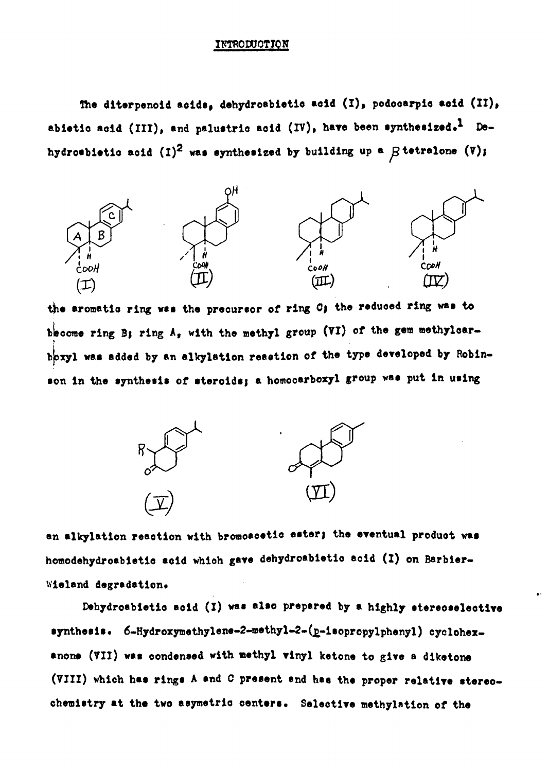## INTRODUCTION

The diterpenoid acids, dehydroabietic acid (I), podocarpic acid (II), abietic acid (III), and palustric acid (IV), have been synthesized.[1] Dehydroabietic acid (I)[2] was synthesized by building up a $\beta$ tetralone (V); the aromatic ring was the precursor of ring C; the reduced ring was to become ring B; ring A, with the methyl group (VI) of the gem methylcarboxyl was added by an alkylation reaction of the type developed by Robinson in the synthesis of steroids; a homocarboxyl group was put in using an alkylation reaction with bromoacetic ester; the eventual product was homodehydroabietic acid which gave dehydroabietic acid (I) on Barbier-Wieland degradation.

Dehydroabietic acid (I) was also prepared by a highly stereoselective synthesis. 6-Hydroxymethylene-2-methyl-2-(p-isopropylphenyl) cyclohexanone (VII) was condensed with methyl vinyl ketone to give a diketone (VIII) which has rings A and C present and has the proper relative stereochemistry at the two asymetric centers. Selective methylation of the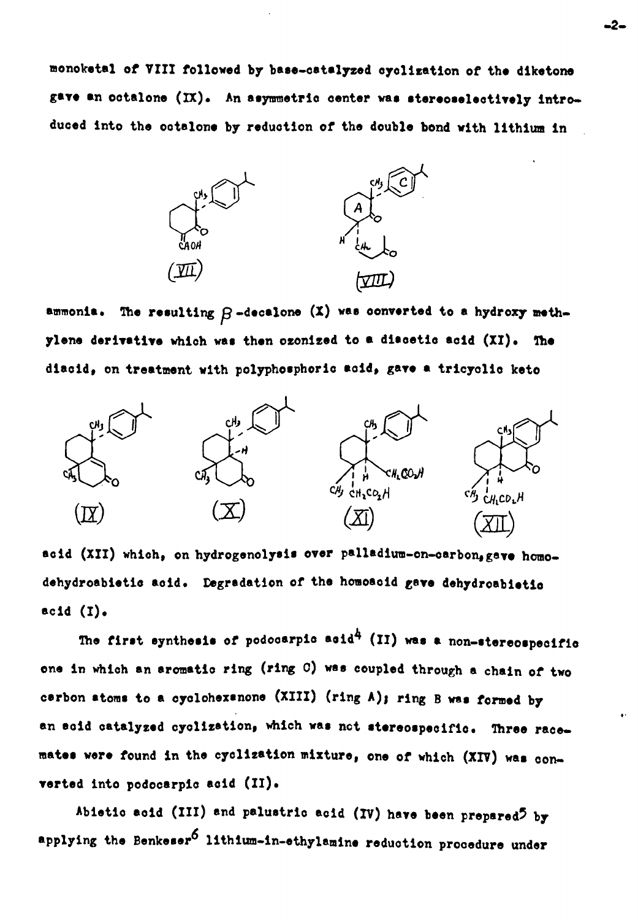monoketal of VIII followed by base-catalyzed cyclization of the diketone gave an octalone (IX). An asymmetric center was stereoselectively introduced into the octalone by reduction of the double bond with lithium in

(VII) (VIII)

ammonia. The resulting $\beta$-decalone (X) was converted to a hydroxy methylene derivative which was then ozonized to a diacetic acid (XI). The diacid, on treatment with polyphosphoric acid, gave a tricyclic keto

(IX) (X) (XI) (XII)

acid (XII) which, on hydrogenolysis over palladium-on-carbon, gave homodehydroabietic acid. Degradation of the homoacid gave dehydroabietic acid (I).

The first synthesis of podocarpic acid[4] (II) was a non-stereospecific one in which an aromatic ring (ring C) was coupled through a chain of two carbon atoms to a cyclohexanone (XIII) (ring A); ring B was formed by an acid catalyzed cyclization, which was not stereospecific. Three racemates were found in the cyclization mixture, one of which (XIV) was converted into podocarpic acid (II).

Abietic acid (III) and palustric acid (IV) have been prepared[5] by applying the Benkeser[6] lithium-in-ethylamine reduction procedure under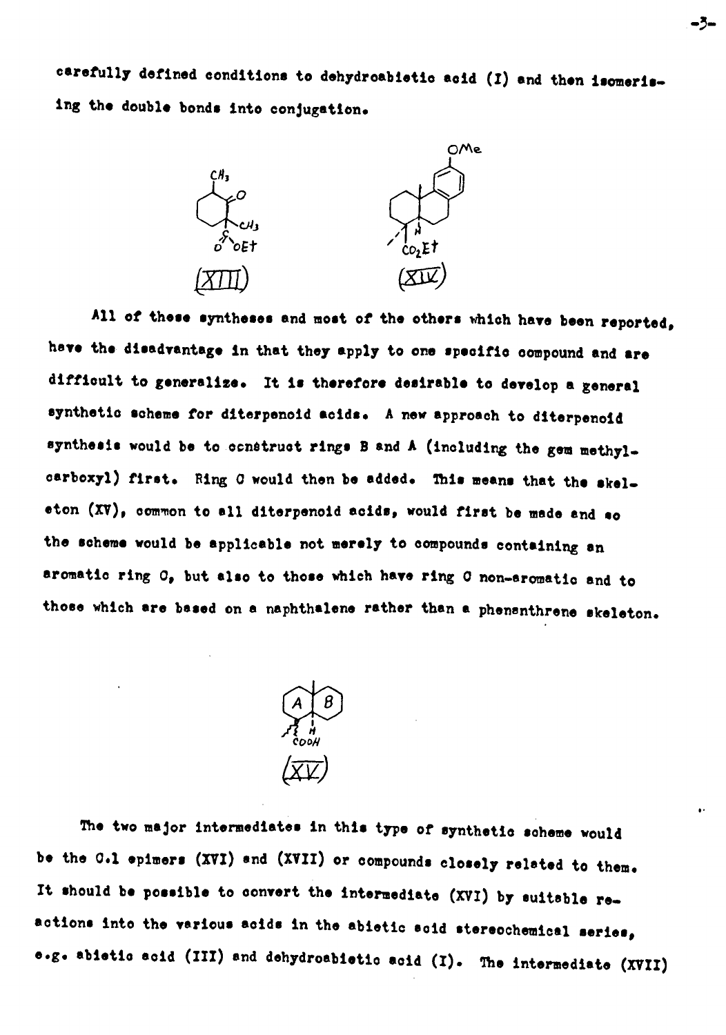carefully defined conditions to dehydroabietic acid (I) and then isomerising the double bonds into conjugation.

(XIII) (XIV)

All of these syntheses and most of the others which have been reported, have the disadvantage in that they apply to one specific compound and are difficult to generalize. It is therefore desirable to develop a general synthetic scheme for diterpenoid acids. A new approach to diterpenoid synthesis would be to construct rings B and A (including the gem methylcarboxyl) first. Ring C would then be added. This means that the skeleton (XV), common to all diterpenoid acids, would first be made and so the scheme would be applicable not merely to compounds containing an aromatic ring C, but also to those which have ring C non-aromatic and to those which are based on a naphthalene rather than a phenanthrene skeleton.

(XV)

The two major intermediates in this type of synthetic scheme would be the C.1 epimers (XVI) and (XVII) or compounds closely related to them. It should be possible to convert the intermediate (XVI) by suitable reactions into the various acids in the abietic acid stereochemical series, e.g. abietic acid (III) and dehydroabietic acid (I). The intermediate (XVII)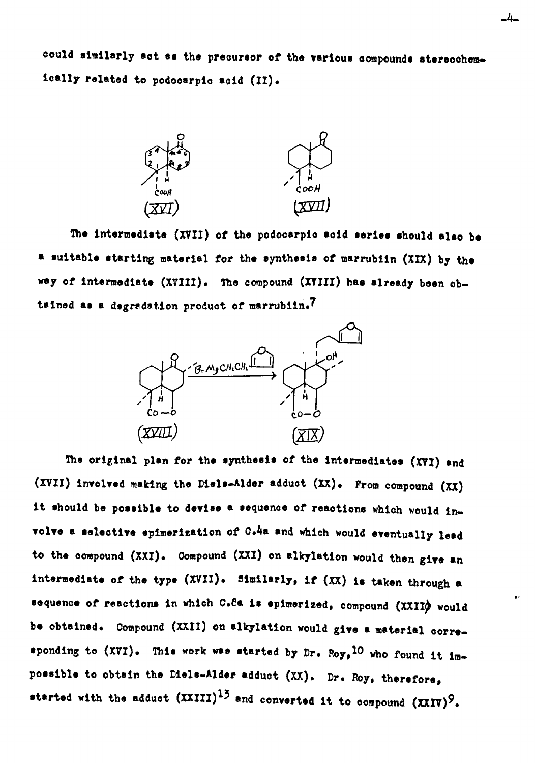could similarly act as the precursor of the various compounds stereochemically related to podocarpic acid (II).

(XVI) (XVII)

The intermediate (XVII) of the podocarpic acid series should also be a suitable starting material for the synthesis of marrubiin (XIX) by the way of intermediate (XVIII). The compound (XVIII) has already been obtained as a degradation product of marrubiin.[7]

(XVIII) (XIX)

The original plan for the synthesis of the intermediates (XVI) and (XVII) involved making the Diels-Alder adduct (XX). From compound (XX) it should be possible to devise a sequence of reactions which would involve a selective epimerization of C.4a and which would eventually lead to the compound (XXI). Compound (XXI) on alkylation would then give an intermediate of the type (XVII). Similarly, if (XX) is taken through a sequence of reactions in which C.8a is epimerized, compound (XXII) would be obtained. Compound (XXII) on alkylation would give a material corresponding to (XVI). This work was started by Dr. Roy,[10] who found it impossible to obtain the Diels-Alder adduct (XX). Dr. Roy, therefore, started with the adduct (XXIII)[13] and converted it to compound (XXIV)[9].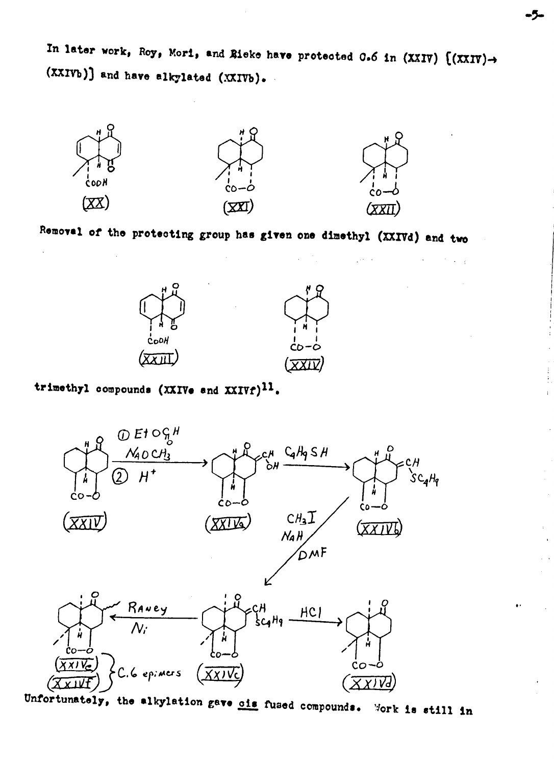In later work, Roy, Mori, and Rieke have protected 0.6 in (XXIV) [(XXIV)→(XXIVb)] and have alkylated (XXIVb).

(XX) (XXI) (XXII)

Removal of the protecting group has given one dimethyl (XXIVd) and two

(XXIII) (XXIV)

trimethyl compounds (XXIVe and XXIVf)[11].

(XXIV) → ① $EtOCH$(=O), $NaOCH_3$; ② $H^+$ → (XXIVa) → $C_4H_9SH$ → (XXIVb) → $CH_3I$, $NaH$, DMF → (XXIVc)

(XXIVc) → Raney Ni → (XXIVe), (XXIVf) } C.6 epimers

(XXIVc) → HCl → (XXIVd)

Unfortunately, the alkylation gave cis fused compounds. Work is still in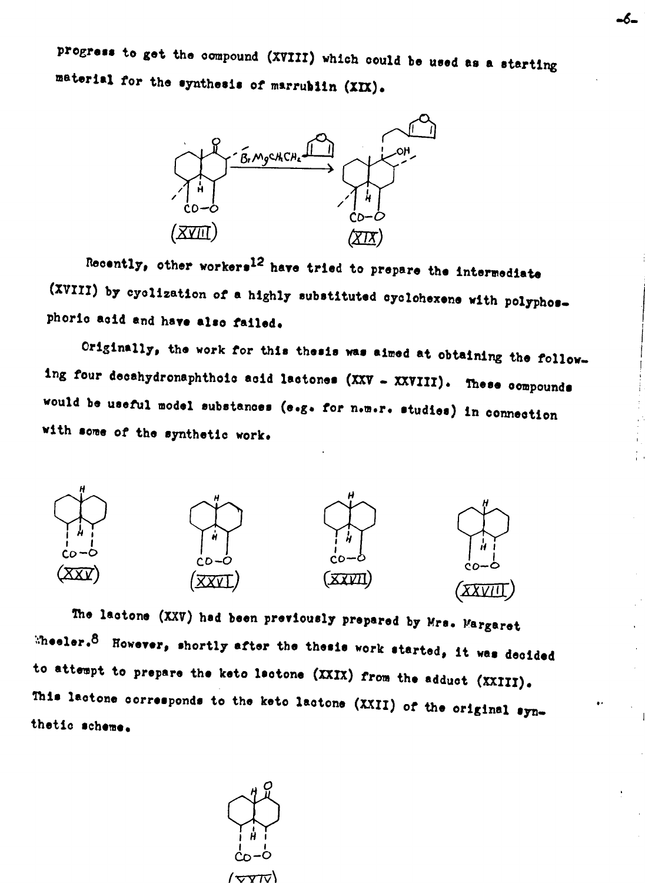progress to get the compound (XVIII) which could be used as a starting material for the synthesis of marrubiin (XIX).

(XVIII) (XIX)

Recently, other workers[12] have tried to prepare the intermediate (XVIII) by cyclization of a highly substituted cyclohexene with polyphosphoric acid and have also failed.

Originally, the work for this thesis was aimed at obtaining the following four decahydronaphthoic acid lactones (XXV - XXVIII). These compounds would be useful model substances (e.g. for n.m.r. studies) in connection with some of the synthetic work.

(XXV) (XXVI) (XXVII) (XXVIII)

The lactone (XXV) had been previously prepared by Mrs. Margaret Wheeler.[8] However, shortly after the thesis work started, it was decided to attempt to prepare the keto lactone (XXIX) from the adduct (XXIII). This lactone corresponds to the keto lactone (XXII) of the original synthetic scheme.

(XXIX)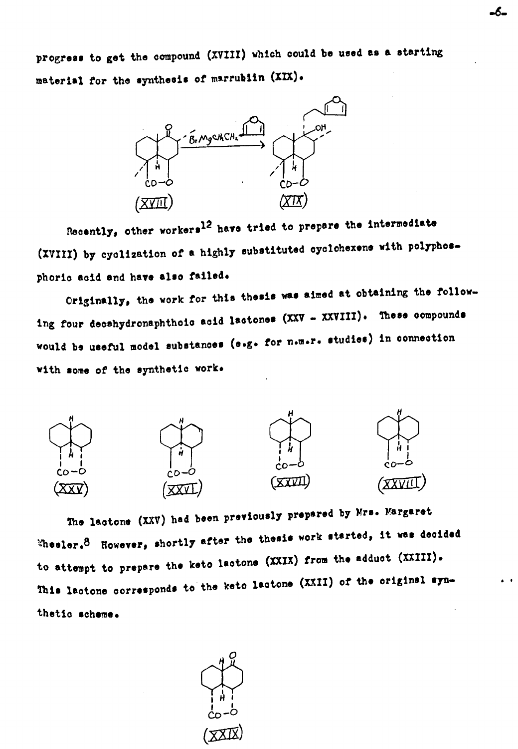progress to get the compound (XVIII) which could be used as a starting material for the synthesis of marrubiin (XIX).

(XVIII) → BrMgCH₂CH₂(furyl) → (XIX)

Recently, other workers[12] have tried to prepare the intermediate (XVIII) by cyclization of a highly substituted cyclohexene with polyphosphoric acid and have also failed.

Originally, the work for this thesis was aimed at obtaining the following four decahydronaphthoic acid lactones (XXV - XXVIII). These compounds would be useful model substances (e.g. for n.m.r. studies) in connection with some of the synthetic work.

(XXV) (XXVI) (XXVII) (XXVIII)

The lactone (XXV) had been previously prepared by Mrs. Margaret Wheeler.[8] However, shortly after the thesis work started, it was decided to attempt to prepare the keto lactone (XXIX) from the adduct (XXIII). This lactone corresponds to the keto lactone (XXII) of the original synthetic scheme.

(XXIX)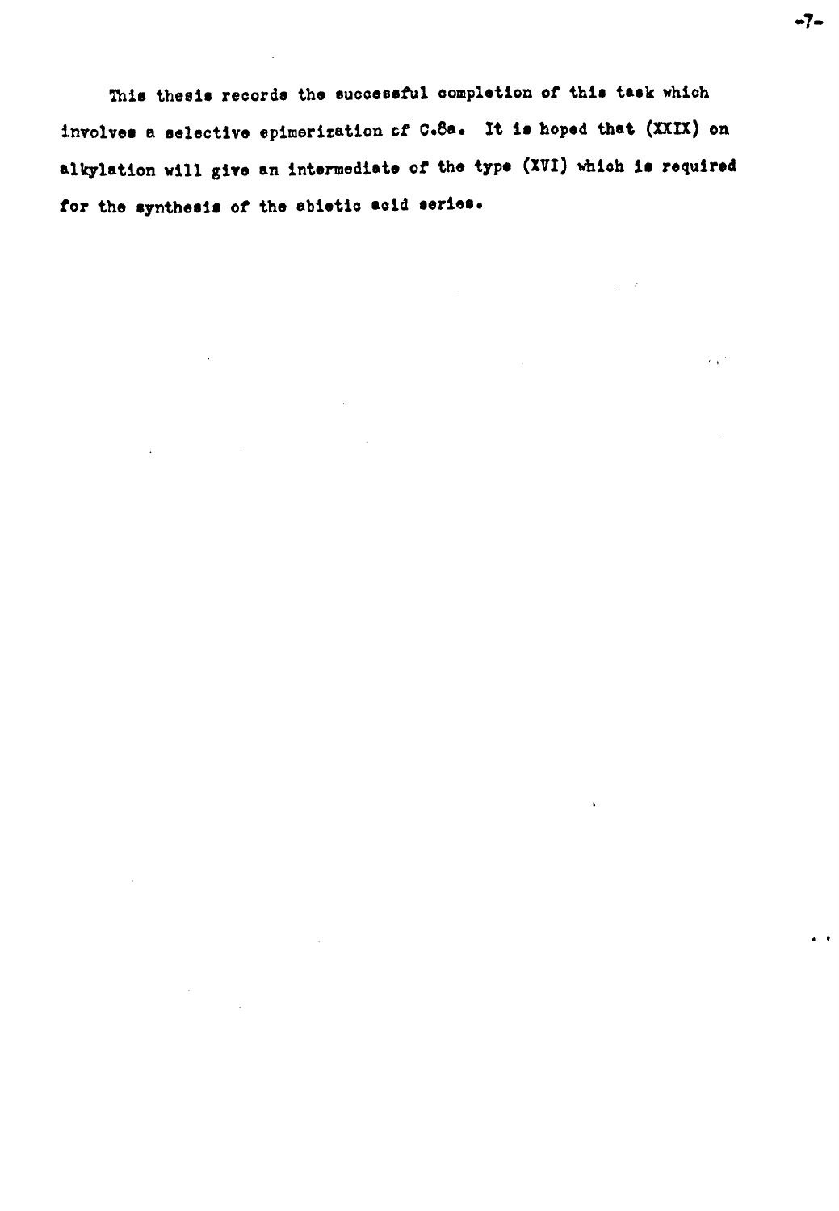This thesis records the successful completion of this task which involves a selective epimerization of C.8a. It is hoped that (XXIX) on alkylation will give an intermediate of the type (XVI) which is required for the synthesis of the abietic acid series.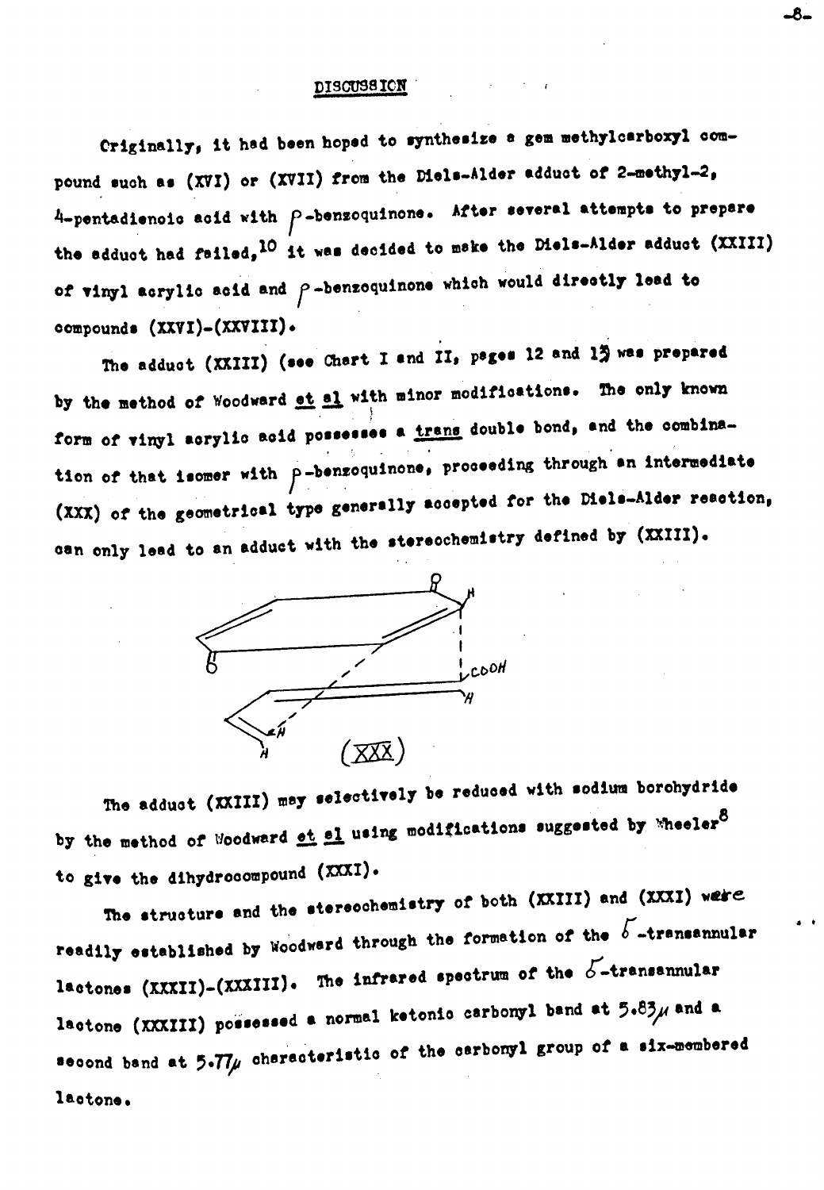## DISCUSSION

Originally, it had been hoped to synthesize a gem methylcarboxyl compound such as (XVI) or (XVII) from the Diels-Alder adduct of 2-methyl-2,4-pentadienoic acid with $p$-benzoquinone. After several attempts to prepare the adduct had failed,[10] it was decided to make the Diels-Alder adduct (XXIII) of vinyl acrylic acid and $p$-benzoquinone which would directly lead to compounds (XXVI)-(XXVIII).

The adduct (XXIII) (see Chart I and II, pages 12 and 13) was prepared by the method of Woodward *et al* with minor modifications. The only known form of vinyl acrylic acid possesses a *trans* double bond, and the combination of that isomer with $p$-benzoquinone, proceeding through an intermediate (XXX) of the geometrical type generally accepted for the Diels-Alder reaction, can only lead to an adduct with the stereochemistry defined by (XXIII).

(XXX)

The adduct (XXIII) may selectively be reduced with sodium borohydride by the method of Woodward *et al* using modifications suggested by Wheeler[8] to give the dihydrocompound (XXXI).

The structure and the stereochemistry of both (XXIII) and (XXXI) were readily established by Woodward through the formation of the $\delta$-transannular lactones (XXXII)-(XXXIII). The infrared spectrum of the $\delta$-transannular lactone (XXXIII) possessed a normal ketonic carbonyl band at $5.83\mu$ and a second band at $5.77\mu$ characteristic of the carbonyl group of a six-membered lactone.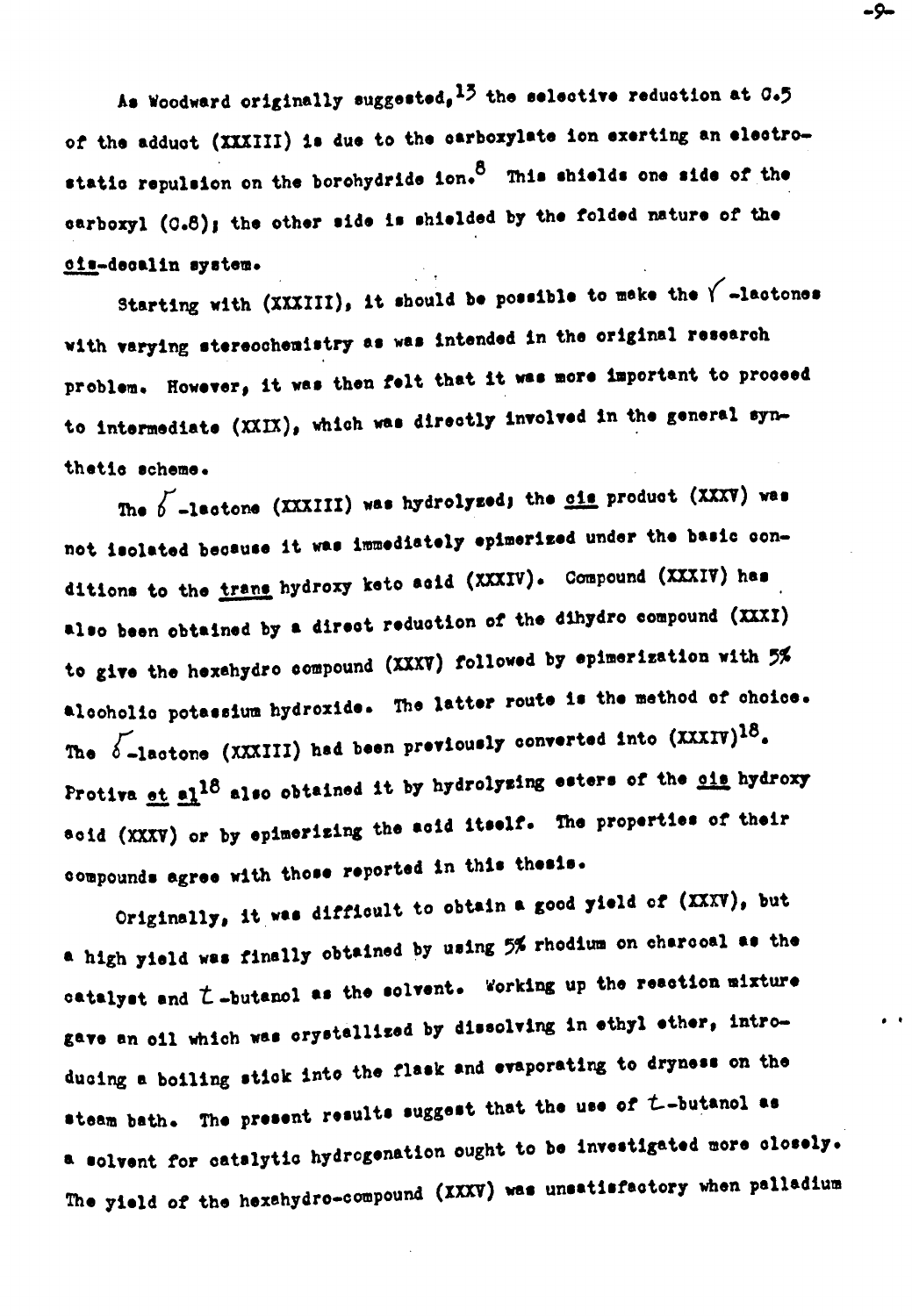As Woodward originally suggested,[13] the selective reduction at C.5 of the adduct (XXXIII) is due to the carboxylate ion exerting an electrostatic repulsion on the borohydride ion.[8] This shields one side of the carboxyl (C.8); the other side is shielded by the folded nature of the _cis_-decalin system.

Starting with (XXXIII), it should be possible to make the $\gamma$-lactones with varying stereochemistry as was intended in the original research problem. However, it was then felt that it was more important to proceed to intermediate (XXIX), which was directly involved in the general synthetic scheme.

The $\delta$-lactone (XXXIII) was hydrolyzed; the _cis_ product (XXXV) was not isolated because it was immediately epimerized under the basic conditions to the _trans_ hydroxy keto acid (XXXIV). Compound (XXXIV) has also been obtained by a direct reduction of the dihydro compound (XXXI) to give the hexahydro compound (XXXV) followed by epimerization with 5% alcoholic potassium hydroxide. The latter route is the method of choice. The $\delta$-lactone (XXXIII) had been previously converted into (XXXIV)[18]. Protiva _et al_[18] also obtained it by hydrolyzing esters of the _cis_ hydroxy acid (XXXV) or by epimerizing the acid itself. The properties of their compounds agree with those reported in this thesis.

Originally, it was difficult to obtain a good yield of (XXXV), but a high yield was finally obtained by using 5% rhodium on charcoal as the catalyst and _t_-butanol as the solvent. Working up the reaction mixture gave an oil which was crystallized by dissolving in ethyl ether, introducing a boiling stick into the flask and evaporating to dryness on the steam bath. The present results suggest that the use of _t_-butanol as a solvent for catalytic hydrogenation ought to be investigated more closely. The yield of the hexahydro-compound (XXXV) was unsatisfactory when palladium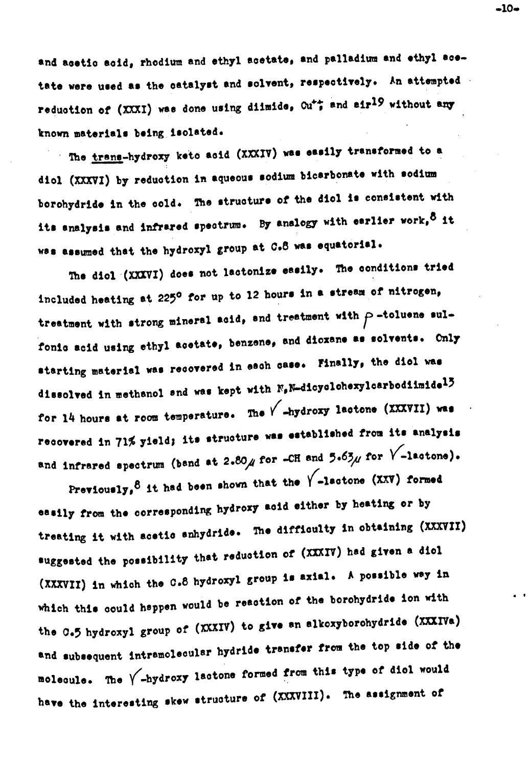and acetic acid, rhodium and ethyl acetate, and palladium and ethyl acetate were used as the catalyst and solvent, respectively. An attempted reduction of (XXXI) was done using diimide, $Cu^{++}$, and air[19] without any known materials being isolated.

The trans-hydroxy keto acid (XXXIV) was easily transformed to a diol (XXXVI) by reduction in aqueous sodium bicarbonate with sodium borohydride in the cold. The structure of the diol is consistent with its analysis and infrared spectrum. By analogy with earlier work,[8] it was assumed that the hydroxyl group at C.8 was equatorial.

The diol (XXXVI) does not lactonize easily. The conditions tried included heating at 225° for up to 12 hours in a stream of nitrogen, treatment with strong mineral acid, and treatment with $p$-toluene sulfonic acid using ethyl acetate, benzene, and dioxane as solvents. Only starting material was recovered in each case. Finally, the diol was dissolved in methanol and was kept with N,N-dicyclohexylcarbodiimide[13] for 14 hours at room temperature. The $\gamma$-hydroxy lactone (XXXVII) was recovered in 71% yield; its structure was established from its analysis and infrared spectrum (band at 2.80$\mu$ for -OH and 5.63$\mu$ for $\gamma$-lactone).

Previously,[8] it had been shown that the $\gamma$-lactone (XXV) formed easily from the corresponding hydroxy acid either by heating or by treating it with acetic anhydride. The difficulty in obtaining (XXXVII) suggested the possibility that reduction of (XXXIV) had given a diol (XXXVII) in which the C.8 hydroxyl group is axial. A possible way in which this could happen would be reaction of the borohydride ion with the C.5 hydroxyl group of (XXXIV) to give an alkoxyborohydride (XXXIVa) and subsequent intramolecular hydride transfer from the top side of the molecule. The $\gamma$-hydroxy lactone formed from this type of diol would have the interesting skew structure of (XXXVIII). The assignment of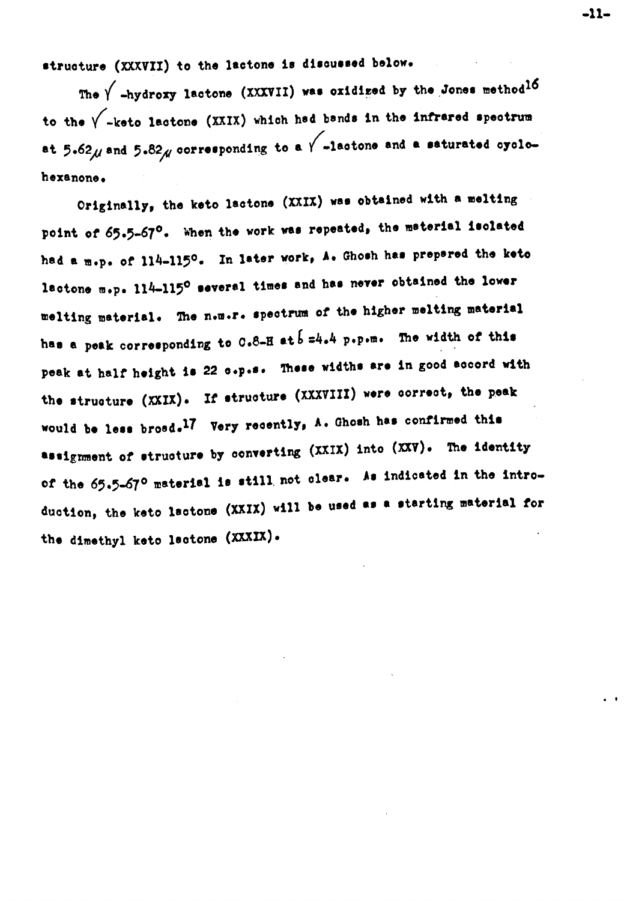structure (XXXVII) to the lactone is discussed below.

The $\gamma$-hydroxy lactone (XXXVII) was oxidized by the Jones method[16] to the $\gamma$-keto lactone (XXIX) which had bands in the infrared spectrum at $5.62\mu$ and $5.82\mu$ corresponding to a $\gamma$-lactone and a saturated cyclohexanone.

Originally, the keto lactone (XXIX) was obtained with a melting point of 65.5-67°. When the work was repeated, the material isolated had a m.p. of 114-115°. In later work, A. Ghosh has prepared the keto lactone m.p. 114-115° several times and has never obtained the lower melting material. The n.m.r. spectrum of the higher melting material has a peak corresponding to 0.8-H at $\delta = 4.4$ p.p.m. The width of this peak at half height is 22 c.p.s. These widths are in good accord with the structure (XXIX). If structure (XXXVIII) were correct, the peak would be less broad.[17] Very recently, A. Ghosh has confirmed this assignment of structure by converting (XXIX) into (XXV). The identity of the 65.5-67° material is still not clear. As indicated in the introduction, the keto lactone (XXIX) will be used as a starting material for the dimethyl keto lactone (XXXIX).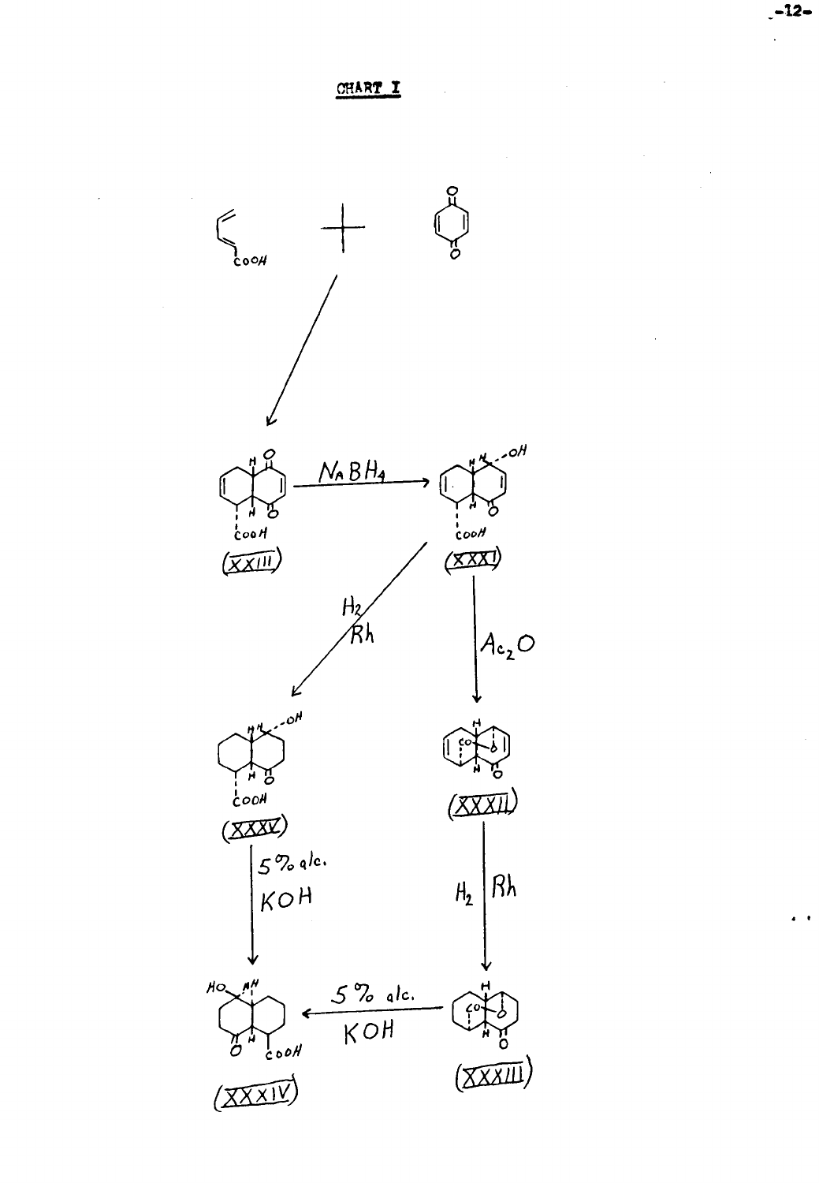# CHART I

$+$

$NaBH_4$

(XXIII)

(XXXI)

$H_2$ / Rh

$Ac_2O$

(XXXV)

(XXXII)

5% alc. KOH

$H_2$ | Rh

5% alc. KOH

(XXXIV)

(XXXIII)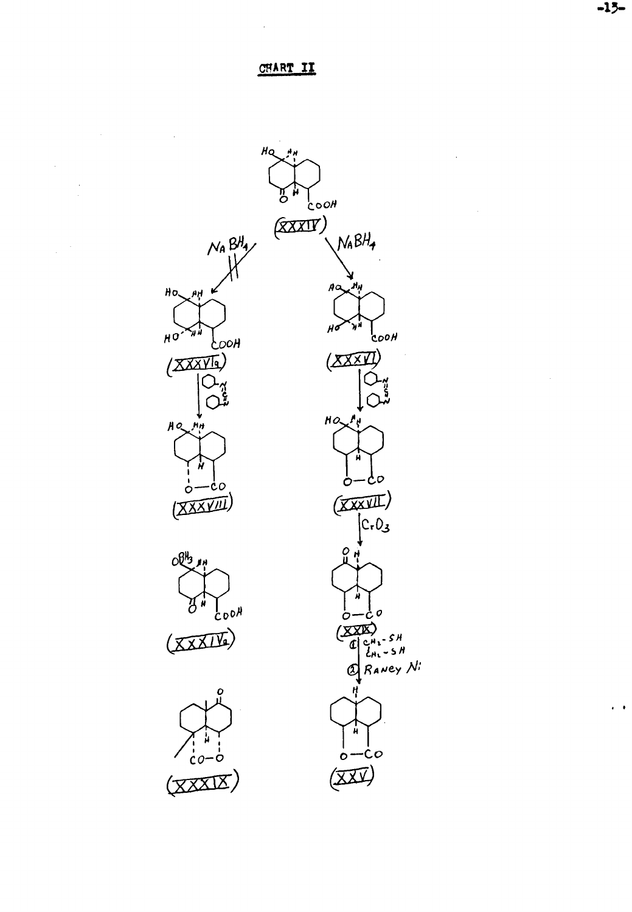# CHART II

(XXXIV)

$NaBH_4$ (XXXVIa, crossed out) | $NaBH_4$ (XXXVI)

(XXXVIa)

(XXXVI)

(XXXVIII)

(XXXVII)

$CrO_3$

(XXXIVa)

(XXIX)

① $CH_2-SH$ / $CH_2-SH$

② Raney Ni

(XXXIX)

(XXV)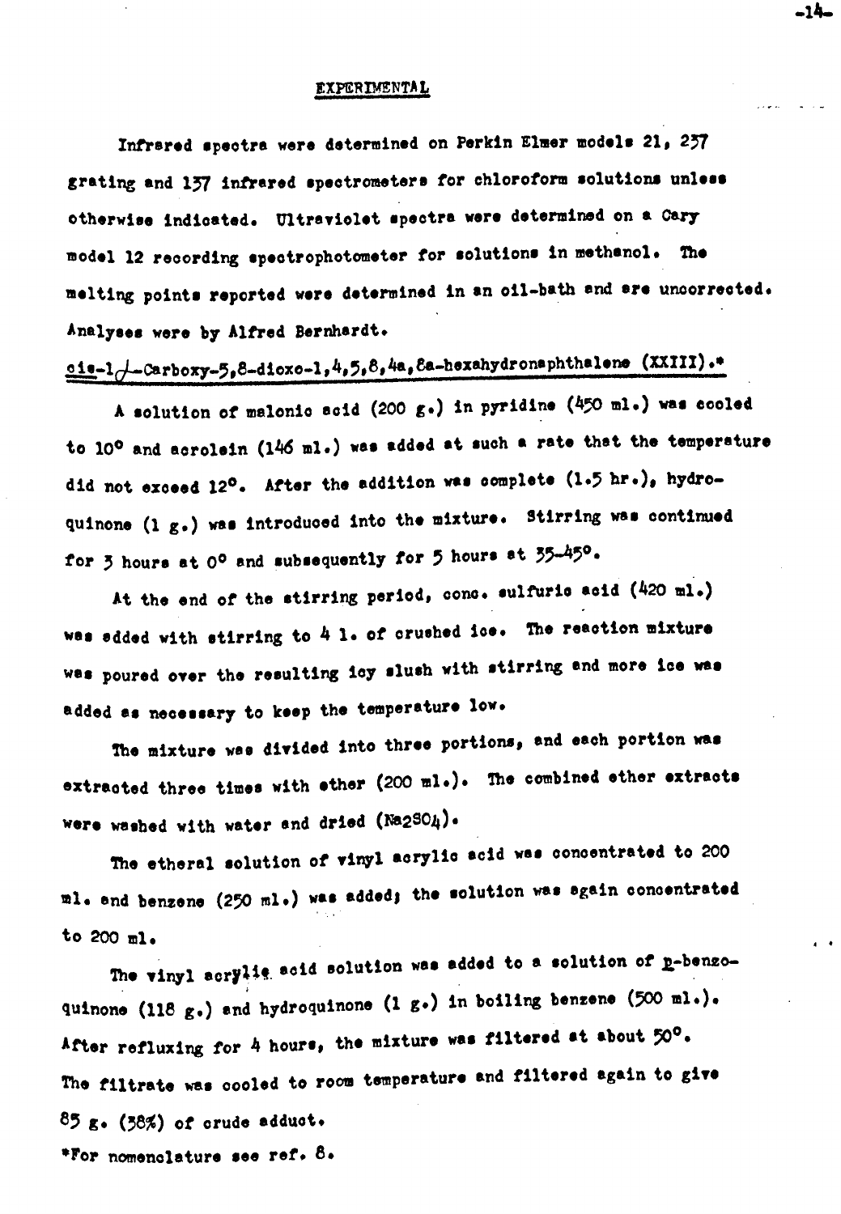## EXPERIMENTAL

Infrared spectra were determined on Perkin Elmer models 21, 237 grating and 137 infrared spectrometers for chloroform solutions unless otherwise indicated. Ultraviolet spectra were determined on a Cary model 12 recording spectrophotometer for solutions in methanol. The melting points reported were determined in an oil-bath and are uncorrected. Analyses were by Alfred Bernhardt.

**cis-1$\alpha$-Carboxy-5,8-dioxo-1,4,5,8,4a,8a-hexahydronaphthalene (XXIII).***

A solution of malonic acid (200 g.) in pyridine (450 ml.) was cooled to 10° and acrolein (146 ml.) was added at such a rate that the temperature did not exceed 12°. After the addition was complete (1.5 hr.), hydroquinone (1 g.) was introduced into the mixture. Stirring was continued for 3 hours at 0° and subsequently for 5 hours at 35–45°.

At the end of the stirring period, conc. sulfuric acid (420 ml.) was added with stirring to 4 l. of crushed ice. The reaction mixture was poured over the resulting icy slush with stirring and more ice was added as necessary to keep the temperature low.

The mixture was divided into three portions, and each portion was extracted three times with ether (200 ml.). The combined ether extracts were washed with water and dried ($Na_2SO_4$).

The ethereal solution of vinyl acrylic acid was concentrated to 200 ml. and benzene (250 ml.) was added; the solution was again concentrated to 200 ml.

The vinyl acrylic acid solution was added to a solution of p-benzoquinone (118 g.) and hydroquinone (1 g.) in boiling benzene (500 ml.). After refluxing for 4 hours, the mixture was filtered at about 50°. The filtrate was cooled to room temperature and filtered again to give 85 g. (38%) of crude adduct.

*For nomenclature see ref. 8.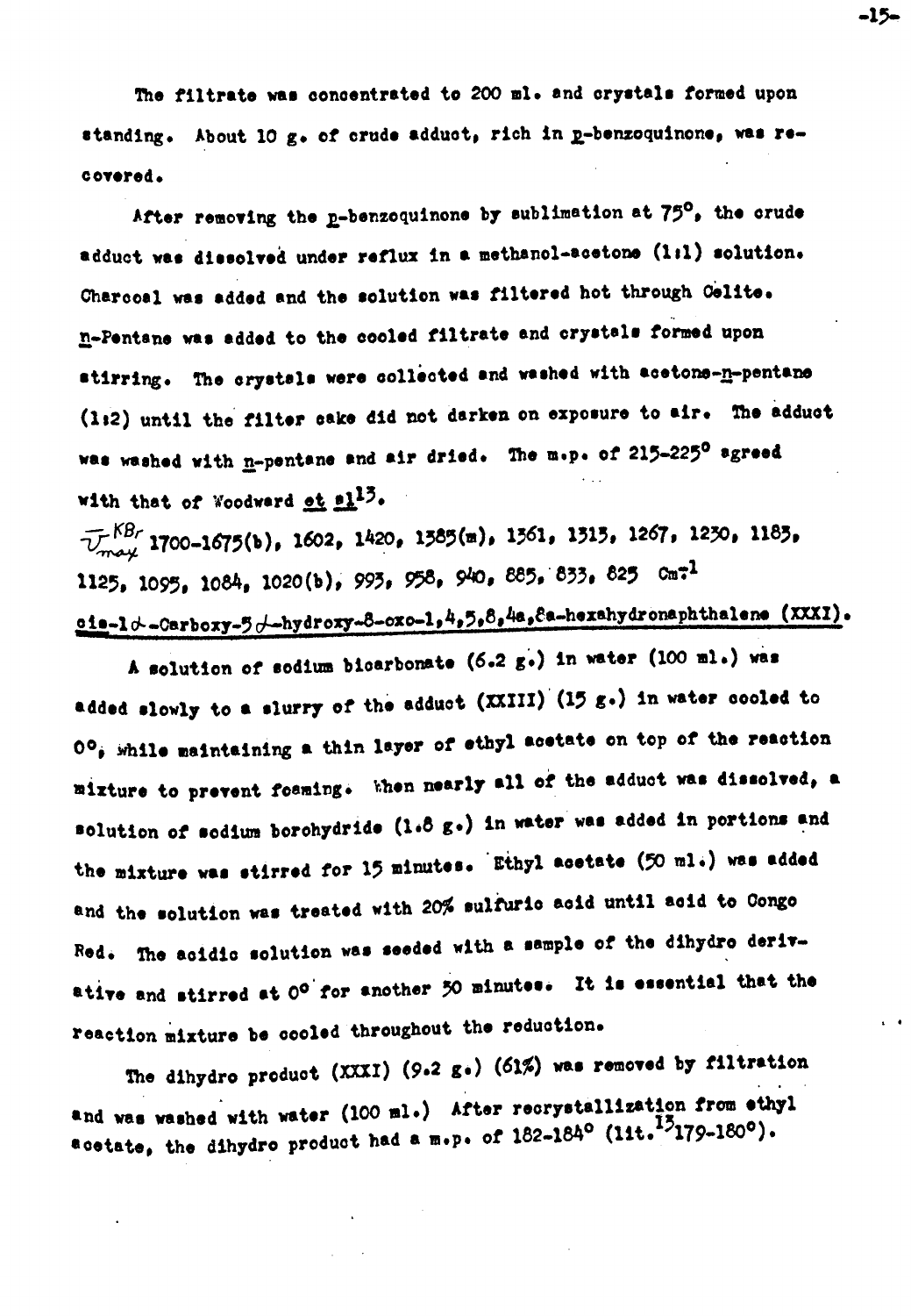The filtrate was concentrated to 200 ml. and crystals formed upon standing. About 10 g. of crude adduct, rich in p-benzoquinone, was recovered.

After removing the p-benzoquinone by sublimation at 75°, the crude adduct was dissolved under reflux in a methanol-acetone (1:1) solution. Charcoal was added and the solution was filtered hot through Celite. n-Pentane was added to the cooled filtrate and crystals formed upon stirring. The crystals were collected and washed with acetone-n-pentane (1:2) until the filter cake did not darken on exposure to air. The adduct was washed with n-pentane and air dried. The m.p. of 215-225° agreed with that of Woodward *et al*[13].

$\bar{\nu}_{max}^{KBr}$ 1700-1675(b), 1602, 1420, 1385(m), 1361, 1315, 1267, 1230, 1185, 1125, 1095, 1084, 1020(b), 993, 958, 940, 885, 833, 825 $cm^{-1}$

<u>cis-1α-Carboxy-5α-hydroxy-8-oxo-1,4,5,8,4a,8a-hexahydronaphthalene (XXXI).</u>

A solution of sodium bicarbonate (6.2 g.) in water (100 ml.) was added slowly to a slurry of the adduct (XXIII) (15 g.) in water cooled to 0°, while maintaining a thin layer of ethyl acetate on top of the reaction mixture to prevent foaming. When nearly all of the adduct was dissolved, a solution of sodium borohydride (1.8 g.) in water was added in portions and the mixture was stirred for 15 minutes. Ethyl acetate (50 ml.) was added and the solution was treated with 20% sulfuric acid until acid to Congo Red. The acidic solution was seeded with a sample of the dihydro derivative and stirred at 0° for another 30 minutes. It is essential that the reaction mixture be cooled throughout the reduction.

The dihydro product (XXXI) (9.2 g.) (61%) was removed by filtration and was washed with water (100 ml.) After recrystallization from ethyl acetate, the dihydro product had a m.p. of 182-184° (lit.[13] 179-180°).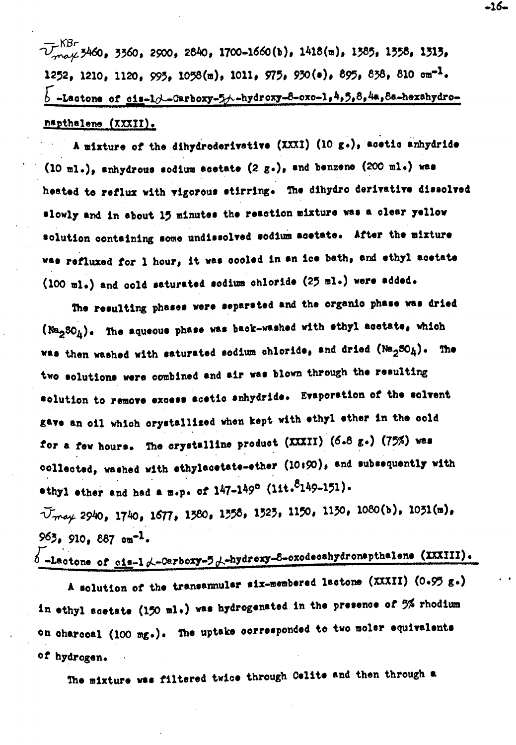$\bar{\nu}_{max}^{KBr}$ 3460, 3360, 2900, 2840, 1700-1660(b), 1418(m), 1385, 1358, 1313, 1252, 1210, 1120, 995, 1058(m), 1011, 975, 930(s), 895, 838, 810 $cm^{-1}$.

$\delta$ -Lactone of cis-1$\alpha$-Carboxy-5$\alpha$-hydroxy-8-oxo-1,4,5,8,4a,8a-hexahydronapthalene (XXXII).

A mixture of the dihydroderivative (XXXI) (10 g.), acetic anhydride (10 ml.), anhydrous sodium acetate (2 g.), and benzene (200 ml.) was heated to reflux with vigorous stirring. The dihydro derivative dissolved slowly and in about 15 minutes the reaction mixture was a clear yellow solution containing some undissolved sodium acetate. After the mixture was refluxed for 1 hour, it was cooled in an ice bath, and ethyl acetate (100 ml.) and cold saturated sodium chloride (25 ml.) were added.

The resulting phases were separated and the organic phase was dried ($Na_2SO_4$). The aqueous phase was back-washed with ethyl acetate, which was then washed with saturated sodium chloride, and dried ($Na_2SO_4$). The two solutions were combined and air was blown through the resulting solution to remove excess acetic anhydride. Evaporation of the solvent gave an oil which crystallized when kept with ethyl ether in the cold for a few hours. The crystalline product (XXXII) (6.8 g.) (75%) was collected, washed with ethylacetate-ether (10:90), and subsequently with ethyl ether and had a m.p. of 147-149° (lit.[8] 149-151).

$\bar{\nu}_{max}$ 2940, 1740, 1677, 1380, 1358, 1323, 1150, 1130, 1080(b), 1031(m), 963, 910, 887 $cm^{-1}$.

$\delta$ -Lactone of cis-1$\alpha$-Carboxy-5$\alpha$-hydroxy-8-oxodecahydronapthalene (XXXIII).

A solution of the transannular six-membered lactone (XXXII) (0.95 g.) in ethyl acetate (150 ml.) was hydrogenated in the presence of 5% rhodium on charcoal (100 mg.). The uptake corresponded to two molar equivalents of hydrogen.

The mixture was filtered twice through Celite and then through a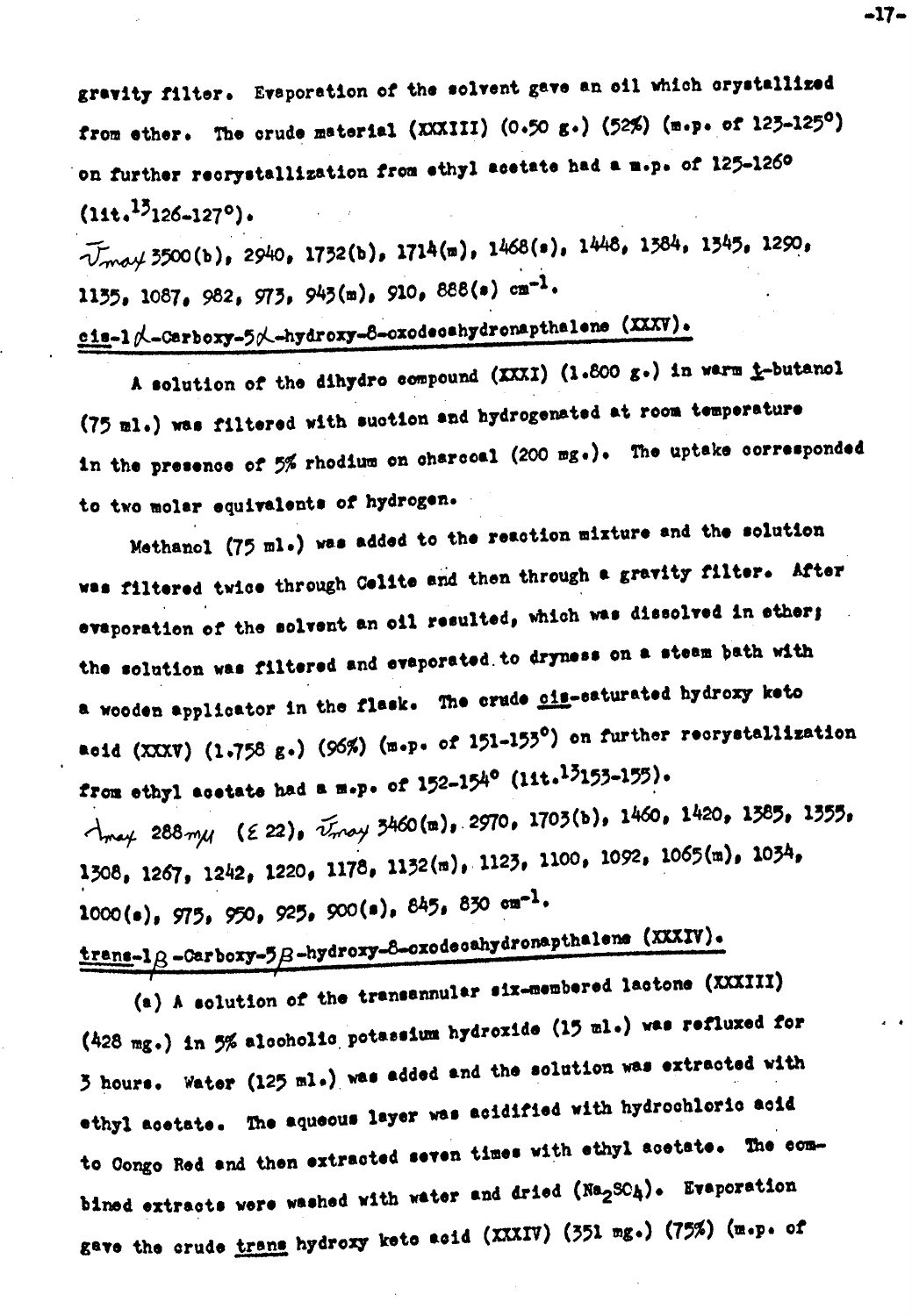gravity filter. Evaporation of the solvent gave an oil which crystallized from ether. The crude material (XXXIII) (0.50 g.) (52%) (m.p. of 123-125°) on further recrystallization from ethyl acetate had a m.p. of 125-126° (lit.[13] 126-127°).

$\bar{\nu}_{max}$ 3500(b), 2940, 1732(b), 1714(m), 1468(s), 1448, 1384, 1345, 1290, 1135, 1087, 982, 973, 943(m), 910, 888(s) cm$^{-1}$.

## cis-1α-Carboxy-5α-hydroxy-8-oxodecahydronapthalene (XXXV).

A solution of the dihydro compound (XXXI) (1.800 g.) in warm t-butanol (75 ml.) was filtered with suction and hydrogenated at room temperature in the presence of 5% rhodium on charcoal (200 mg.). The uptake corresponded to two molar equivalents of hydrogen.

Methanol (75 ml.) was added to the reaction mixture and the solution was filtered twice through Celite and then through a gravity filter. After evaporation of the solvent an oil resulted, which was dissolved in ether; the solution was filtered and evaporated to dryness on a steam bath with a wooden applicator in the flask. The crude cis-saturated hydroxy keto acid (XXXV) (1.758 g.) (96%) (m.p. of 151-153°) on further recrystallization from ethyl acetate had a m.p. of 152-154° (lit.[13] 153-155).

$\lambda_{max}$ 288 mμ ($\varepsilon$ 22), $\bar{\nu}_{max}$ 3460(m), 2970, 1703(b), 1460, 1420, 1385, 1355, 1308, 1267, 1242, 1220, 1178, 1132(m), 1123, 1100, 1092, 1065(m), 1034, 1000(s), 975, 950, 925, 900(s), 845, 830 cm$^{-1}$.

## trans-1β-Carboxy-5β-hydroxy-8-oxodecahydronapthalene (XXXIV).

(a) A solution of the transannular six-membered lactone (XXXIII) (428 mg.) in 5% alcoholic potassium hydroxide (15 ml.) was refluxed for 3 hours. Water (125 ml.) was added and the solution was extracted with ethyl acetate. The aqueous layer was acidified with hydrochloric acid to Congo Red and then extracted seven times with ethyl acetate. The combined extracts were washed with water and dried ($Na_2SO_4$). Evaporation gave the crude trans hydroxy keto acid (XXXIV) (351 mg.) (75%) (m.p. of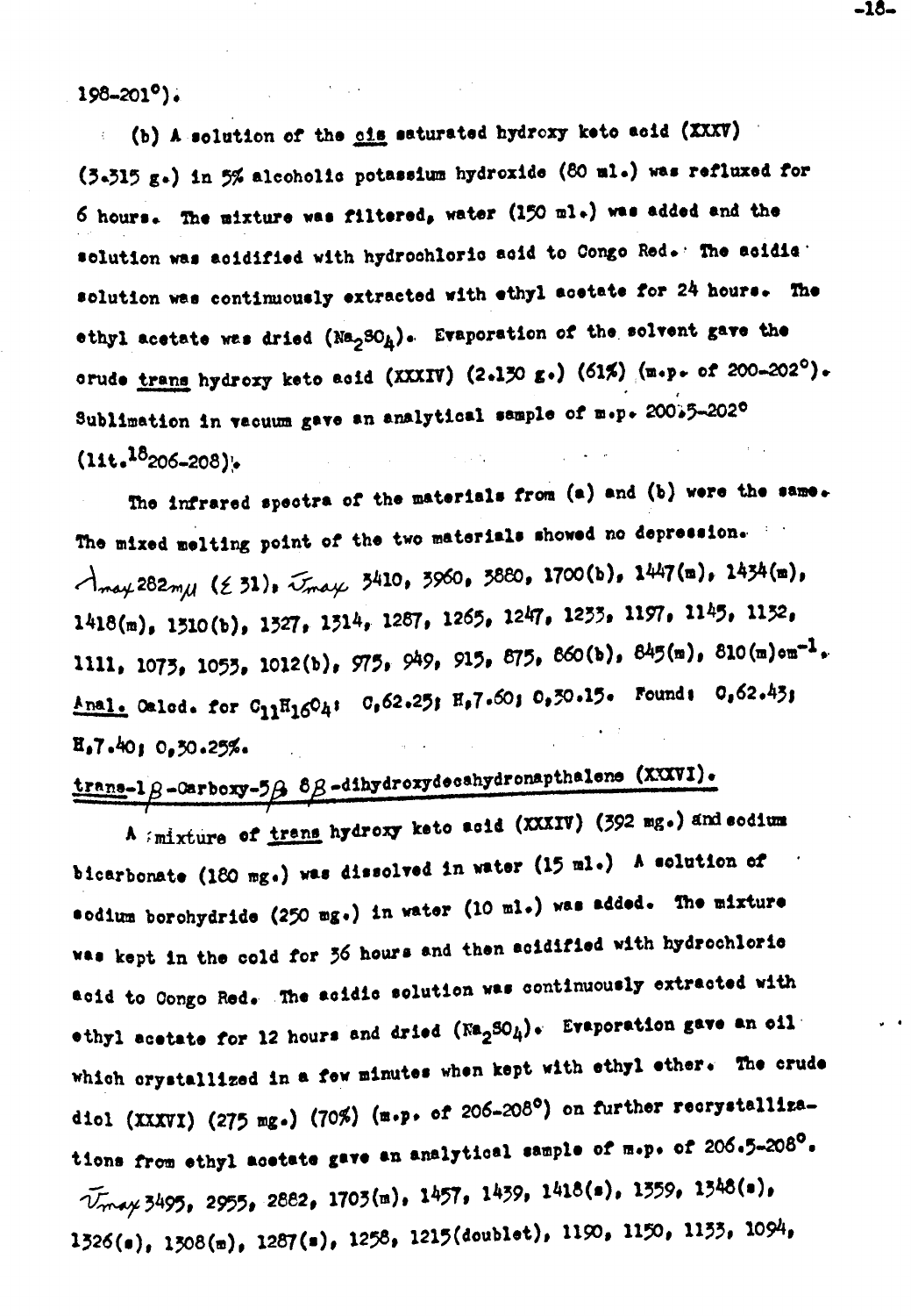198-201°).

(b) A solution of the *cis* saturated hydroxy keto acid (XXXV) (3.315 g.) in 5% alcoholic potassium hydroxide (80 ml.) was refluxed for 6 hours. The mixture was filtered, water (150 ml.) was added and the solution was acidified with hydrochloric acid to Congo Red. The acidic solution was continuously extracted with ethyl acetate for 24 hours. The ethyl acetate was dried ($Na_2SO_4$). Evaporation of the solvent gave the crude *trans* hydroxy keto acid (XXXIV) (2.130 g.) (61%) (m.p. of 200-202°). Sublimation in vacuum gave an analytical sample of m.p. 200.5-202° (lit.[18] 206-208).

The infrared spectra of the materials from (a) and (b) were the same. The mixed melting point of the two materials showed no depression. $\lambda_{max}$ 282 $m\mu$ ($\epsilon$ 31), $\nu_{max}$ 3410, 3960, 3880, 1700(b), 1447(m), 1434(m), 1418(m), 1310(b), 1327, 1314, 1287, 1265, 1247, 1233, 1197, 1145, 1132, 1111, 1073, 1053, 1012(b), 975, 949, 915, 875, 860(b), 845(m), 810(m) $cm^{-1}$. Anal. Calcd. for $C_{11}H_{16}O_4$: C, 62.25; H, 7.60; O, 30.15. Found: C, 62.43; H, 7.40; O, 30.25%.

## *trans*-1β-Carboxy-5β 8β-dihydroxydecahydronapthalene (XXXVI).

A mixture of *trans* hydroxy keto acid (XXXIV) (392 mg.) and sodium bicarbonate (180 mg.) was dissolved in water (15 ml.) A solution of sodium borohydride (250 mg.) in water (10 ml.) was added. The mixture was kept in the cold for 36 hours and then acidified with hydrochloric acid to Congo Red. The acidic solution was continuously extracted with ethyl acetate for 12 hours and dried ($Na_2SO_4$). Evaporation gave an oil which crystallized in a few minutes when kept with ethyl ether. The crude diol (XXXVI) (275 mg.) (70%) (m.p. of 206-208°) on further recrystallizations from ethyl acetate gave an analytical sample of m.p. of 206.5-208°. $\nu_{max}$ 3495, 2955, 2882, 1703(m), 1457, 1439, 1418(s), 1359, 1348(s), 1326(s), 1308(m), 1287(s), 1258, 1215(doublet), 1190, 1150, 1133, 1094,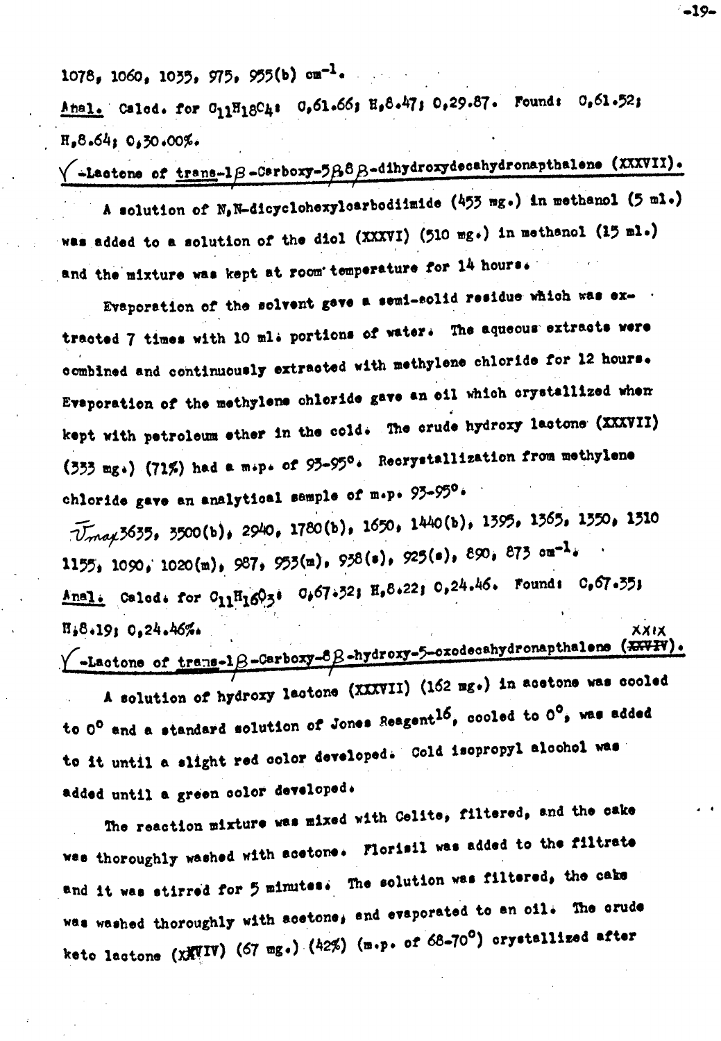1078, 1060, 1035, 975, 955(b) $cm^{-1}$.

Anal. Calcd. for $C_{11}H_{18}O_4$: C, 61.66; H, 8.47; O, 29.87. Found: C, 61.52; H, 8.64; O, 30.00%.

$\gamma$-Lactone of trans-1$\beta$-Carboxy-5$\beta$8$\beta$-dihydroxydecahydronapthalene (XXXVII).

A solution of N,N-dicyclohexylcarbodiimide (453 mg.) in methanol (5 ml.) was added to a solution of the diol (XXXVI) (510 mg.) in methanol (15 ml.) and the mixture was kept at room temperature for 14 hours.

Evaporation of the solvent gave a semi-solid residue which was extracted 7 times with 10 ml. portions of water. The aqueous extracts were combined and continuously extracted with methylene chloride for 12 hours. Evaporation of the methylene chloride gave an oil which crystallized when kept with petroleum ether in the cold. The crude hydroxy lactone (XXXVII) (333 mg.) (71%) had a m.p. of 93-95°. Recrystallization from methylene chloride gave an analytical sample of m.p. 93-95°.

$\bar{\nu}_{max}$ 3635, 3500(b), 2940, 1780(b), 1650, 1440(b), 1395, 1365, 1350, 1310 1155, 1090, 1020(m), 987, 953(m), 938(s), 925(s), 890, 873 $cm^{-1}$.

Anal. Calcd. for $C_{11}H_{16}O_3$: C, 67.32; H, 8.22; O, 24.46. Found: C, 67.35; H, 8.19; O, 24.46%.

$\gamma$-Lactone of trans-1$\beta$-Carboxy-8$\beta$-hydroxy-5-oxodecahydronapthalene (~~XXVIV~~ XXIX).

A solution of hydroxy lactone (XXXVII) (162 mg.) in acetone was cooled to 0° and a standard solution of Jones Reagent[16], cooled to 0°, was added to it until a slight red color developed. Cold isopropyl alcohol was added until a green color developed.

The reaction mixture was mixed with Celite, filtered, and the cake was thoroughly washed with acetone. Florisil was added to the filtrate and it was stirred for 5 minutes. The solution was filtered, the cake was washed thoroughly with acetone, and evaporated to an oil. The crude keto lactone (XXVIV) (67 mg.) (42%) (m.p. of 68-70°) crystallized after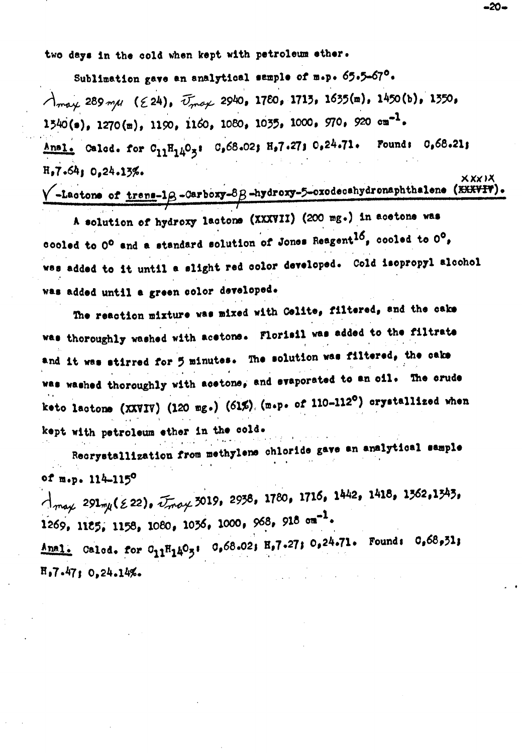two days in the cold when kept with petroleum ether.

Sublimation gave an analytical sample of m.p. 65.5-67°.

$\lambda_{max}$ 289 mμ (ε 24), $\bar{\nu}_{max}$ 2940, 1780, 1713, 1635(m), 1450(b), 1350, 1340(s), 1270(m), 1190, 1160, 1080, 1035, 1000, 970, 920 $cm^{-1}$.

Anal. Calcd. for $C_{11}H_{14}O_3$: C,68.02; H,7.27; O,24.71. Found: C,68.21; H,7.64; O,24.13%.

**γ-Lactone of trans-1β-Carboxy-8β-hydroxy-5-oxodecahydronaphthalene (XXXIX).**

A solution of hydroxy lactone (XXXVII) (200 mg.) in acetone was cooled to 0° and a standard solution of Jones Reagent[16], cooled to 0°, was added to it until a slight red color developed. Cold isopropyl alcohol was added until a green color developed.

The reaction mixture was mixed with Celite, filtered, and the cake was thoroughly washed with acetone. Florisil was added to the filtrate and it was stirred for 5 minutes. The solution was filtered, the cake was washed thoroughly with acetone, and evaporated to an oil. The crude keto lactone (XXVIV) (120 mg.) (61%) (m.p. of 110-112°) crystallized when kept with petroleum ether in the cold.

Recrystallization from methylene chloride gave an analytical sample of m.p. 114-115°

$\lambda_{max}$ 291 mμ (ε 22), $\bar{\nu}_{max}$ 3019, 2938, 1780, 1716, 1442, 1418, 1362, 1343, 1269, 1185, 1158, 1080, 1036, 1000, 968, 918 $cm^{-1}$.

Anal. Calcd. for $C_{11}H_{14}O_3$: C,68.02; H,7.27; O,24.71. Found: C,68.31; H,7.47; O,24.14%.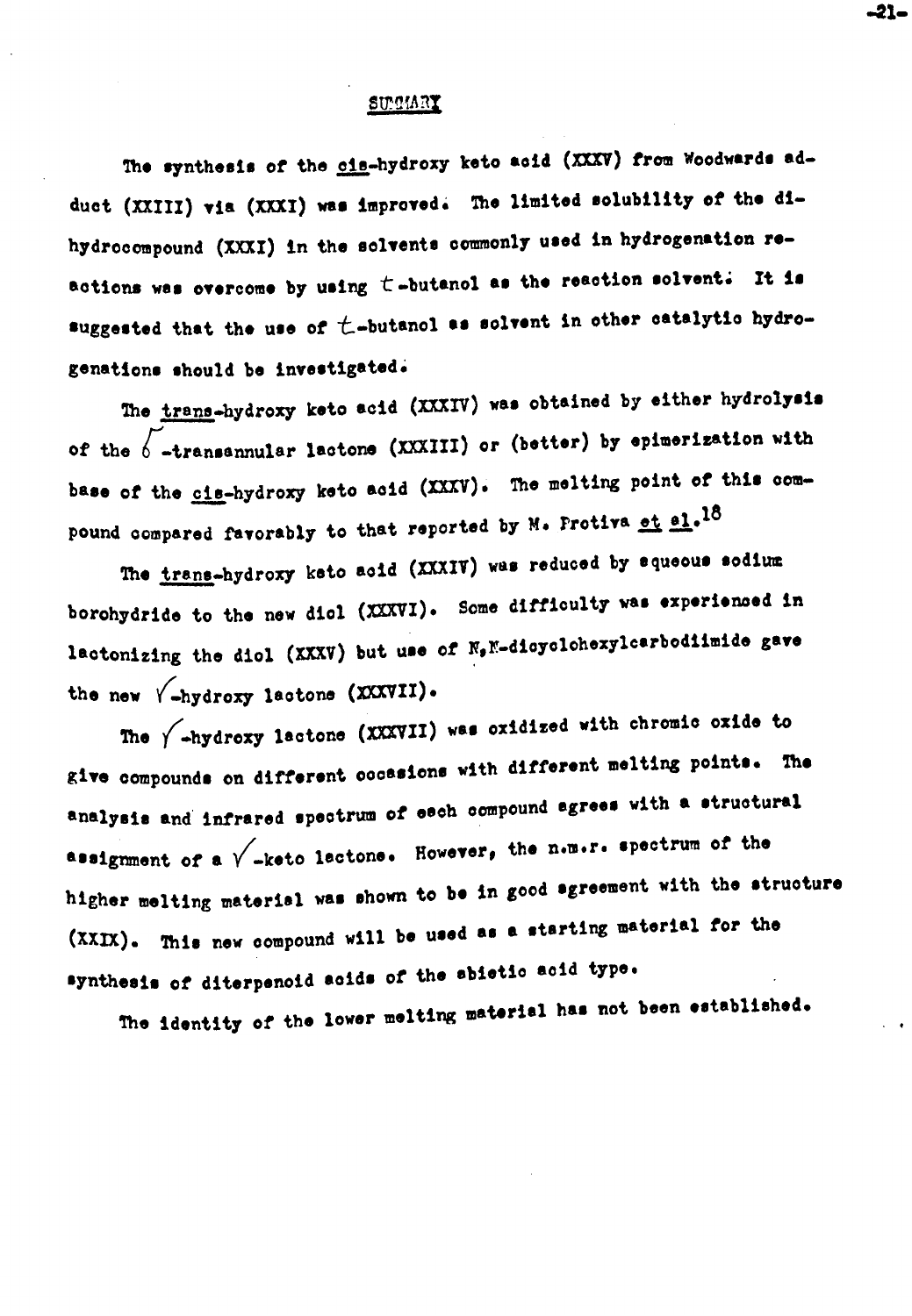## SUMMARY

The synthesis of the cis-hydroxy keto acid (XXXV) from Woodwards adduct (XXIII) via (XXXI) was improved. The limited solubility of the dihydrocompound (XXXI) in the solvents commonly used in hydrogenation reactions was overcome by using $t$-butanol as the reaction solvent. It is suggested that the use of $t$-butanol as solvent in other catalytic hydrogenations should be investigated.

The trans-hydroxy keto acid (XXXIV) was obtained by either hydrolysis of the $\delta$-transannular lactone (XXXIII) or (better) by epimerization with base of the cis-hydroxy keto acid (XXXV). The melting point of this compound compared favorably to that reported by M. Protiva et al.[18]

The trans-hydroxy keto acid (XXXIV) was reduced by aqueous sodium borohydride to the new diol (XXXVI). Some difficulty was experienced in lactonizing the diol (XXXV) but use of N,N-dicyclohexylcarbodiimide gave the new $\gamma$-hydroxy lactone (XXXVII).

The $\gamma$-hydroxy lactone (XXXVII) was oxidized with chromic oxide to give compounds on different occasions with different melting points. The analysis and infrared spectrum of each compound agrees with a structural assignment of a $\gamma$-keto lactone. However, the n.m.r. spectrum of the higher melting material was shown to be in good agreement with the structure (XXIX). This new compound will be used as a starting material for the synthesis of diterpenoid acids of the abietic acid type.

The identity of the lower melting material has not been established.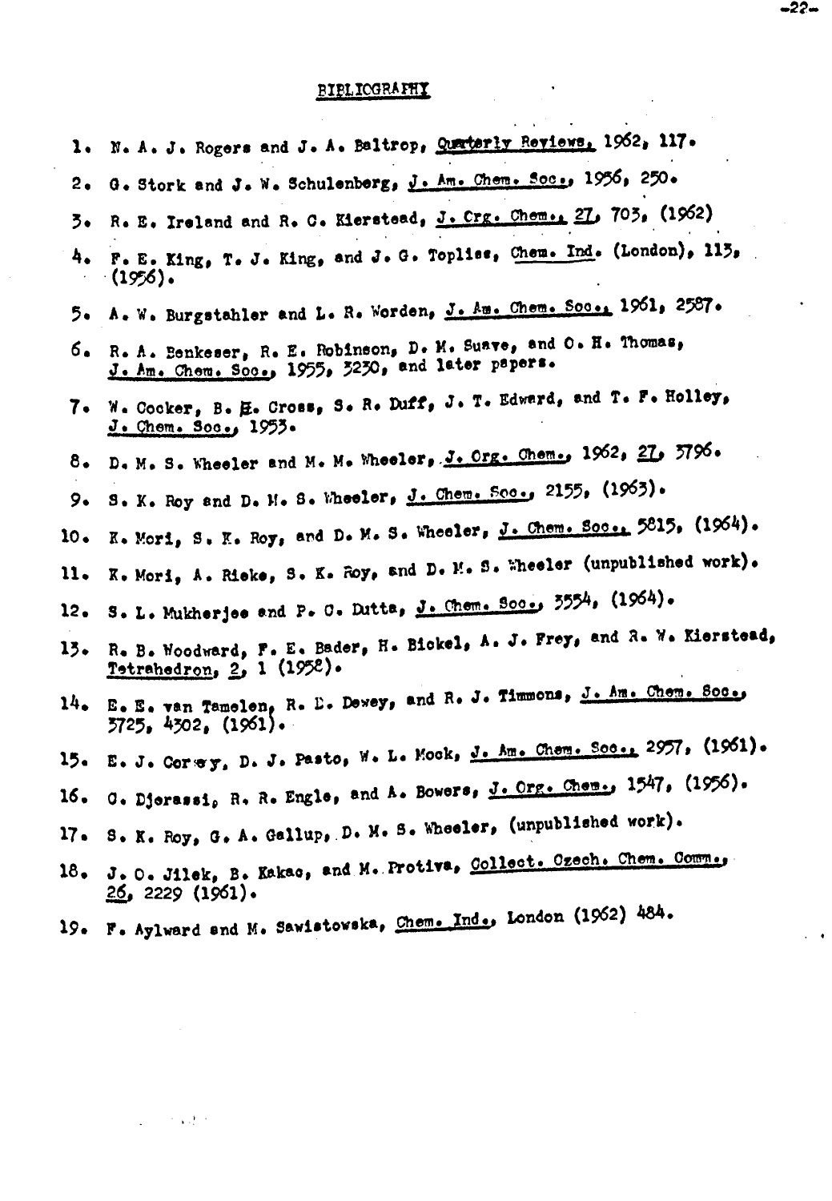## BIBLIOGRAPHY

1. N. A. J. Rogers and J. A. Baltrop, Quarterly Reviews, 1962, 117.
2. G. Stork and J. W. Schulenberg, J. Am. Chem. Soc., 1956, 250.
3. R. E. Ireland and R. C. Kierstead, J. Org. Chem., 27, 703, (1962)
4. F. E. King, T. J. King, and J. G. Topliss, Chem. Ind. (London), 113, (1956).
5. A. W. Burgstahler and L. R. Worden, J. Am. Chem. Soc., 1961, 2587.
6. R. A. Benkeser, R. E. Robinson, D. M. Suave, and O. H. Thomas, J. Am. Chem. Soc., 1955, 3230, and later papers.
7. W. Cocker, B. E. Cross, S. R. Duff, J. T. Edward, and T. F. Holley, J. Chem. Soc., 1953.
8. D. M. S. Wheeler and M. M. Wheeler, J. Org. Chem., 1962, 27, 3796.
9. S. K. Roy and D. M. S. Wheeler, J. Chem. Soc., 2155, (1963).
10. K. Mori, S. K. Roy, and D. M. S. Wheeler, J. Chem. Soc., 5815, (1964).
11. K. Mori, A. Rieke, S. K. Roy, and D. M. S. Wheeler (unpublished work).
12. S. L. Mukherjee and P. C. Dutta, J. Chem. Soc., 3554, (1964).
13. R. B. Woodward, F. E. Bader, H. Bickel, A. J. Frey, and R. W. Kierstead, Tetrahedron, 2, 1 (1958).
14. E. E. van Tamelen, R. L. Dewey, and R. J. Timmons, J. Am. Chem. Soc., 3725, 4302, (1961).
15. E. J. Corey, D. J. Pasto, W. L. Mock, J. Am. Chem. Soc., 2957, (1961).
16. C. Djerassi, R. R. Engle, and A. Bowers, J. Org. Chem., 1547, (1956).
17. S. K. Roy, G. A. Gallup, D. M. S. Wheeler, (unpublished work).
18. J. O. Jilek, B. Kakac, and M. Protiva, Collect. Czech. Chem. Comm., 26, 2229 (1961).
19. F. Aylward and M. Sawistowska, Chem. Ind., London (1962) 484.